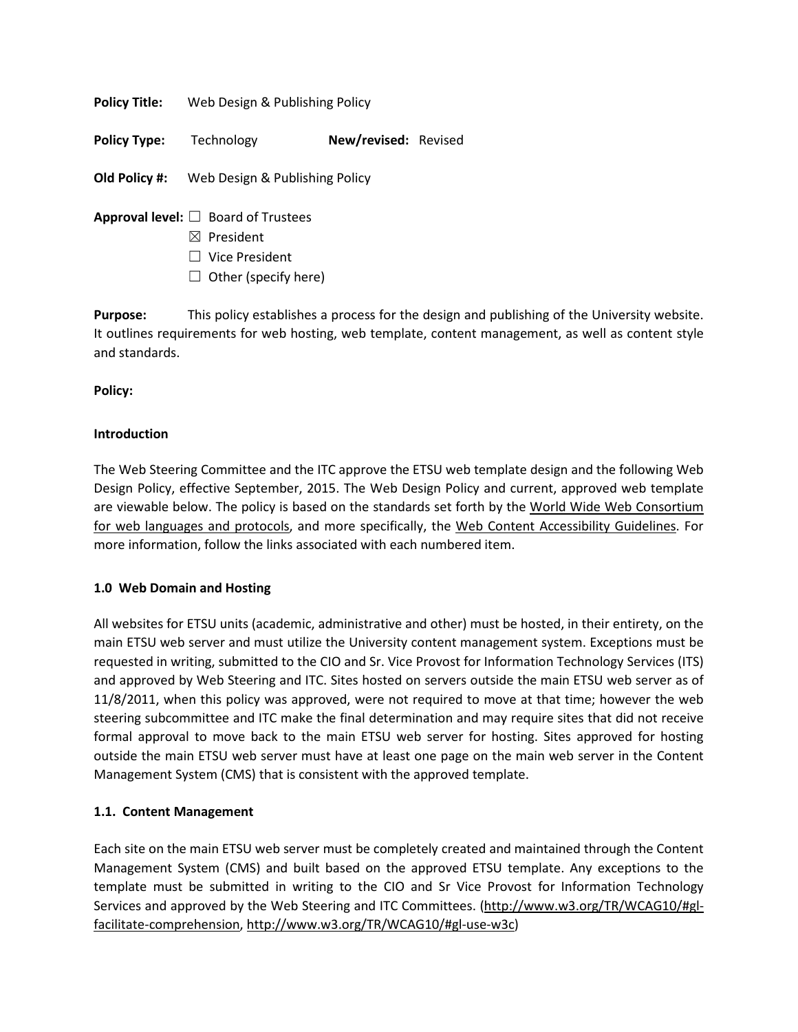**Policy Title:** Web Design & Publishing Policy

**Policy Type:** Technology **New/revised:** Revised

**Old Policy #:** Web Design & Publishing Policy

**Approval level:** ☐ Board of Trustees
☒ President
☐ Vice President
☐ Other (specify here)

**Purpose:** This policy establishes a process for the design and publishing of the University website. It outlines requirements for web hosting, web template, content management, as well as content style and standards.

**Policy:**

**Introduction**

The Web Steering Committee and the ITC approve the ETSU web template design and the following Web Design Policy, effective September, 2015. The Web Design Policy and current, approved web template are viewable below. The policy is based on the standards set forth by the World Wide Web Consortium for web languages and protocols, and more specifically, the Web Content Accessibility Guidelines. For more information, follow the links associated with each numbered item.

**1.0 Web Domain and Hosting**

All websites for ETSU units (academic, administrative and other) must be hosted, in their entirety, on the main ETSU web server and must utilize the University content management system. Exceptions must be requested in writing, submitted to the CIO and Sr. Vice Provost for Information Technology Services (ITS) and approved by Web Steering and ITC. Sites hosted on servers outside the main ETSU web server as of 11/8/2011, when this policy was approved, were not required to move at that time; however the web steering subcommittee and ITC make the final determination and may require sites that did not receive formal approval to move back to the main ETSU web server for hosting. Sites approved for hosting outside the main ETSU web server must have at least one page on the main web server in the Content Management System (CMS) that is consistent with the approved template.

**1.1. Content Management**

Each site on the main ETSU web server must be completely created and maintained through the Content Management System (CMS) and built based on the approved ETSU template. Any exceptions to the template must be submitted in writing to the CIO and Sr Vice Provost for Information Technology Services and approved by the Web Steering and ITC Committees. (http://www.w3.org/TR/WCAG10/#gl-facilitate-comprehension, http://www.w3.org/TR/WCAG10/#gl-use-w3c)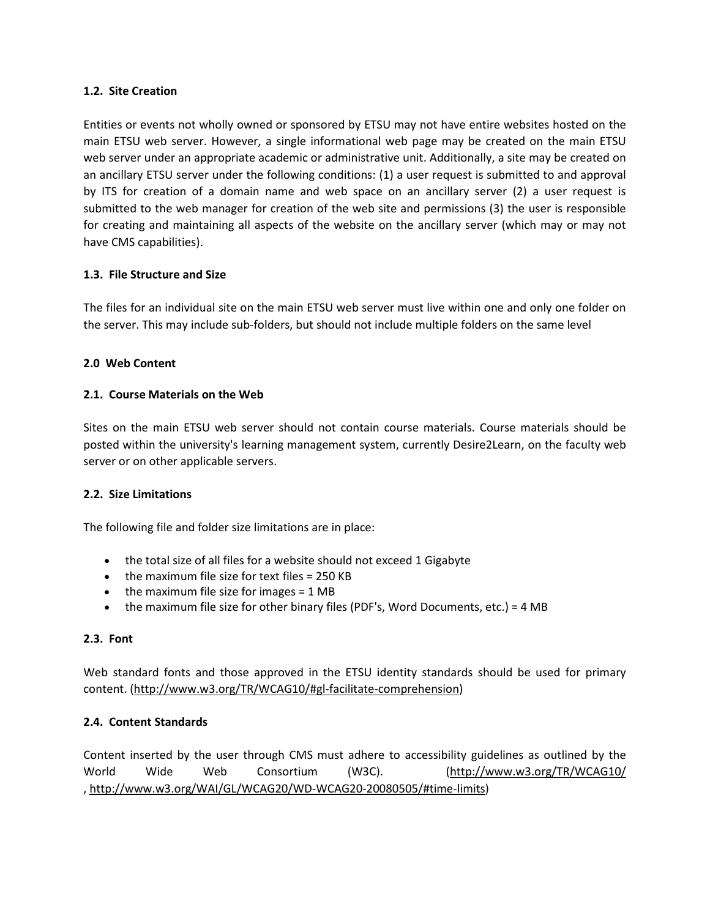**1.2. Site Creation**

Entities or events not wholly owned or sponsored by ETSU may not have entire websites hosted on the main ETSU web server. However, a single informational web page may be created on the main ETSU web server under an appropriate academic or administrative unit. Additionally, a site may be created on an ancillary ETSU server under the following conditions: (1) a user request is submitted to and approval by ITS for creation of a domain name and web space on an ancillary server (2) a user request is submitted to the web manager for creation of the web site and permissions (3) the user is responsible for creating and maintaining all aspects of the website on the ancillary server (which may or may not have CMS capabilities).

**1.3. File Structure and Size**

The files for an individual site on the main ETSU web server must live within one and only one folder on the server. This may include sub-folders, but should not include multiple folders on the same level

**2.0 Web Content**

**2.1. Course Materials on the Web**

Sites on the main ETSU web server should not contain course materials. Course materials should be posted within the university's learning management system, currently Desire2Learn, on the faculty web server or on other applicable servers.

**2.2. Size Limitations**

The following file and folder size limitations are in place:

- the total size of all files for a website should not exceed 1 Gigabyte
- the maximum file size for text files = 250 KB
- the maximum file size for images = 1 MB
- the maximum file size for other binary files (PDF's, Word Documents, etc.) = 4 MB

**2.3. Font**

Web standard fonts and those approved in the ETSU identity standards should be used for primary content. (http://www.w3.org/TR/WCAG10/#gl-facilitate-comprehension)

**2.4. Content Standards**

Content inserted by the user through CMS must adhere to accessibility guidelines as outlined by the World Wide Web Consortium (W3C). (http://www.w3.org/TR/WCAG10/ , http://www.w3.org/WAI/GL/WCAG20/WD-WCAG20-20080505/#time-limits)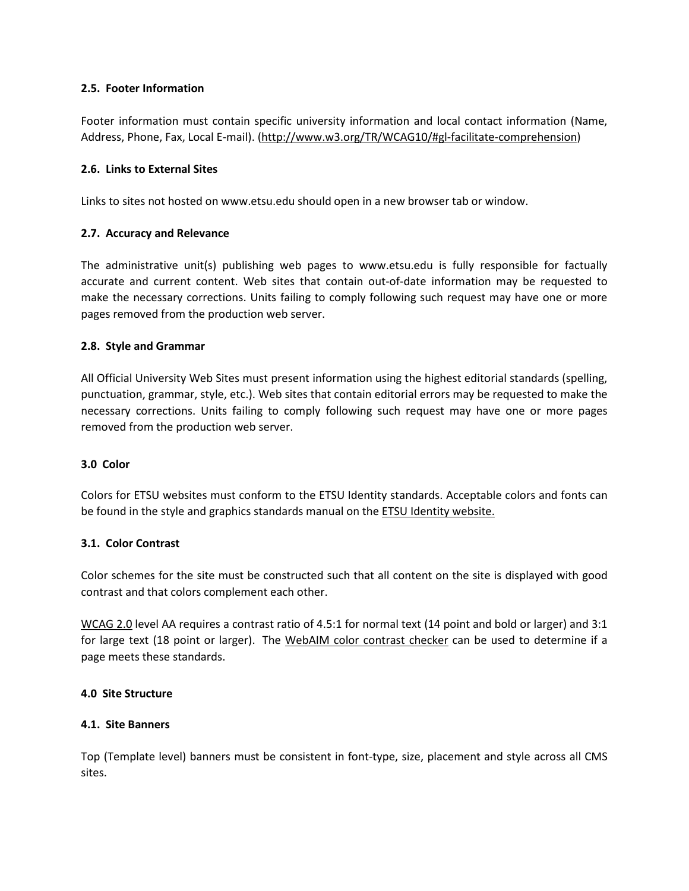### 2.5. Footer Information

Footer information must contain specific university information and local contact information (Name, Address, Phone, Fax, Local E-mail). (http://www.w3.org/TR/WCAG10/#gl-facilitate-comprehension)

### 2.6. Links to External Sites

Links to sites not hosted on www.etsu.edu should open in a new browser tab or window.

### 2.7. Accuracy and Relevance

The administrative unit(s) publishing web pages to www.etsu.edu is fully responsible for factually accurate and current content. Web sites that contain out-of-date information may be requested to make the necessary corrections. Units failing to comply following such request may have one or more pages removed from the production web server.

### 2.8. Style and Grammar

All Official University Web Sites must present information using the highest editorial standards (spelling, punctuation, grammar, style, etc.). Web sites that contain editorial errors may be requested to make the necessary corrections. Units failing to comply following such request may have one or more pages removed from the production web server.

## 3.0 Color

Colors for ETSU websites must conform to the ETSU Identity standards. Acceptable colors and fonts can be found in the style and graphics standards manual on the ETSU Identity website.

### 3.1. Color Contrast

Color schemes for the site must be constructed such that all content on the site is displayed with good contrast and that colors complement each other.

WCAG 2.0 level AA requires a contrast ratio of 4.5:1 for normal text (14 point and bold or larger) and 3:1 for large text (18 point or larger). The WebAIM color contrast checker can be used to determine if a page meets these standards.

## 4.0 Site Structure

### 4.1. Site Banners

Top (Template level) banners must be consistent in font-type, size, placement and style across all CMS sites.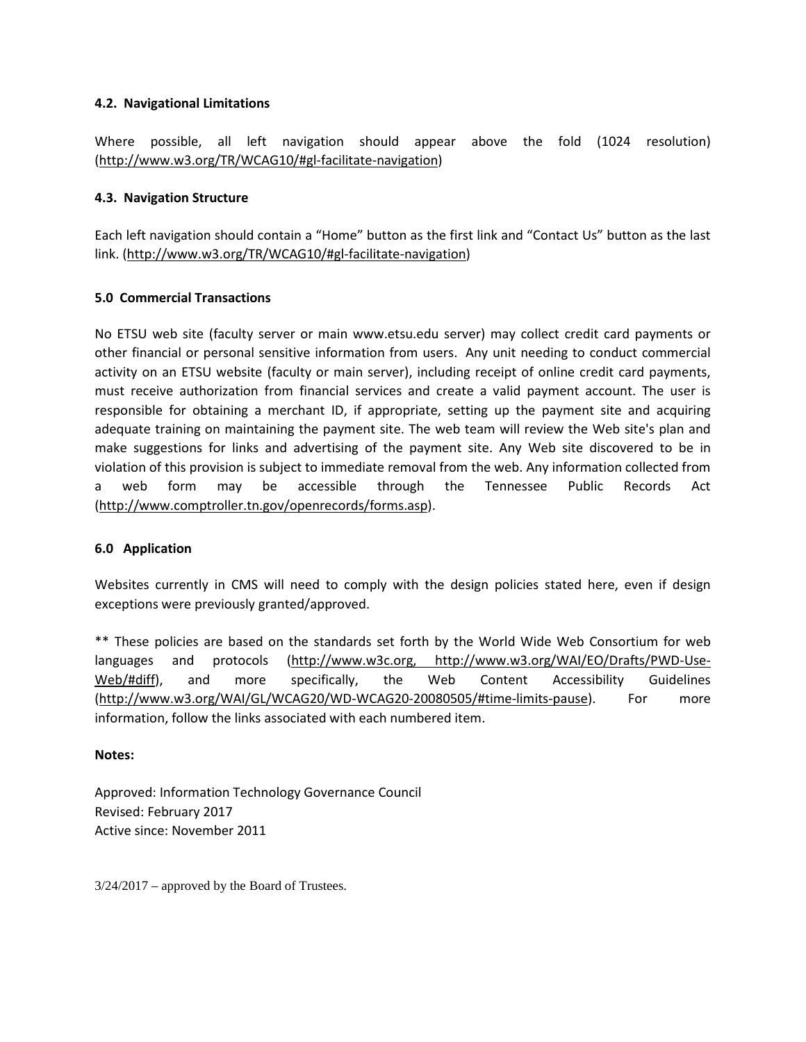### 4.2. Navigational Limitations

Where possible, all left navigation should appear above the fold (1024 resolution) (http://www.w3.org/TR/WCAG10/#gl-facilitate-navigation)

### 4.3. Navigation Structure

Each left navigation should contain a "Home" button as the first link and "Contact Us" button as the last link. (http://www.w3.org/TR/WCAG10/#gl-facilitate-navigation)

## 5.0 Commercial Transactions

No ETSU web site (faculty server or main www.etsu.edu server) may collect credit card payments or other financial or personal sensitive information from users. Any unit needing to conduct commercial activity on an ETSU website (faculty or main server), including receipt of online credit card payments, must receive authorization from financial services and create a valid payment account. The user is responsible for obtaining a merchant ID, if appropriate, setting up the payment site and acquiring adequate training on maintaining the payment site. The web team will review the Web site's plan and make suggestions for links and advertising of the payment site. Any Web site discovered to be in violation of this provision is subject to immediate removal from the web. Any information collected from a web form may be accessible through the Tennessee Public Records Act (http://www.comptroller.tn.gov/openrecords/forms.asp).

## 6.0 Application

Websites currently in CMS will need to comply with the design policies stated here, even if design exceptions were previously granted/approved.

** These policies are based on the standards set forth by the World Wide Web Consortium for web languages and protocols (http://www.w3c.org, http://www.w3.org/WAI/EO/Drafts/PWD-Use-Web/#diff), and more specifically, the Web Content Accessibility Guidelines (http://www.w3.org/WAI/GL/WCAG20/WD-WCAG20-20080505/#time-limits-pause). For more information, follow the links associated with each numbered item.

**Notes:**

Approved: Information Technology Governance Council
Revised: February 2017
Active since: November 2011

3/24/2017 – approved by the Board of Trustees.